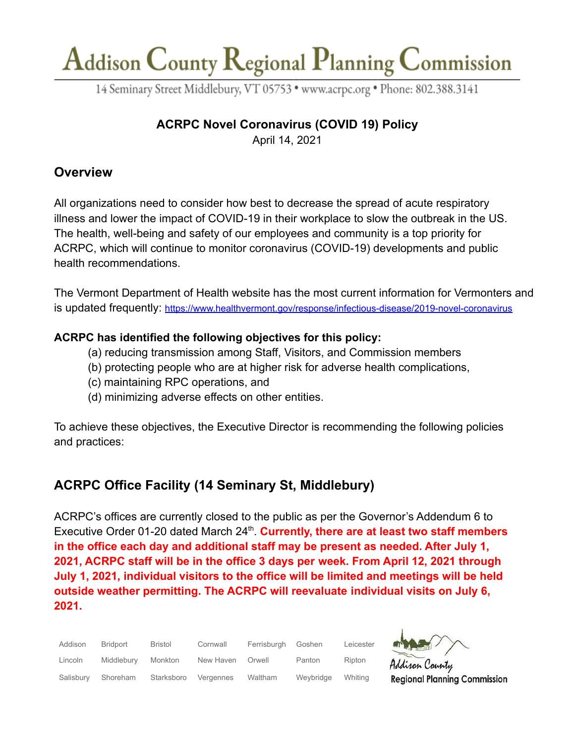# Addison County Regional Planning Commission

14 Seminary Street Middlebury, VT 05753 • www.acrpc.org • Phone: 802.388.3141

**ACRPC Novel Coronavirus (COVID 19) Policy**

April 14, 2021

## Overview

All organizations need to consider how best to decrease the spread of acute respiratory illness and lower the impact of COVID-19 in their workplace to slow the outbreak in the US. The health, well-being and safety of our employees and community is a top priority for ACRPC, which will continue to monitor coronavirus (COVID-19) developments and public health recommendations.

The Vermont Department of Health website has the most current information for Vermonters and is updated frequently: https://www.healthvermont.gov/response/infectious-disease/2019-novel-coronavirus

**ACRPC has identified the following objectives for this policy:**

(a) reducing transmission among Staff, Visitors, and Commission members
(b) protecting people who are at higher risk for adverse health complications,
(c) maintaining RPC operations, and
(d) minimizing adverse effects on other entities.

To achieve these objectives, the Executive Director is recommending the following policies and practices:

## ACRPC Office Facility (14 Seminary St, Middlebury)

ACRPC's offices are currently closed to the public as per the Governor's Addendum 6 to Executive Order 01-20 dated March 24th. **Currently, there are at least two staff members in the office each day and additional staff may be present as needed. After July 1, 2021, ACRPC staff will be in the office 3 days per week. From April 12, 2021 through July 1, 2021, individual visitors to the office will be limited and meetings will be held outside weather permitting. The ACRPC will reevaluate individual visits on July 6, 2021.**

| Addison | Bridport | Bristol | Cornwall | Ferrisburgh | Goshen | Leicester |
|---|---|---|---|---|---|---|
| Lincoln | Middlebury | Monkton | New Haven | Orwell | Panton | Ripton |
| Salisbury | Shoreham | Starksboro | Vergennes | Waltham | Weybridge | Whiting |

Addison County Regional Planning Commission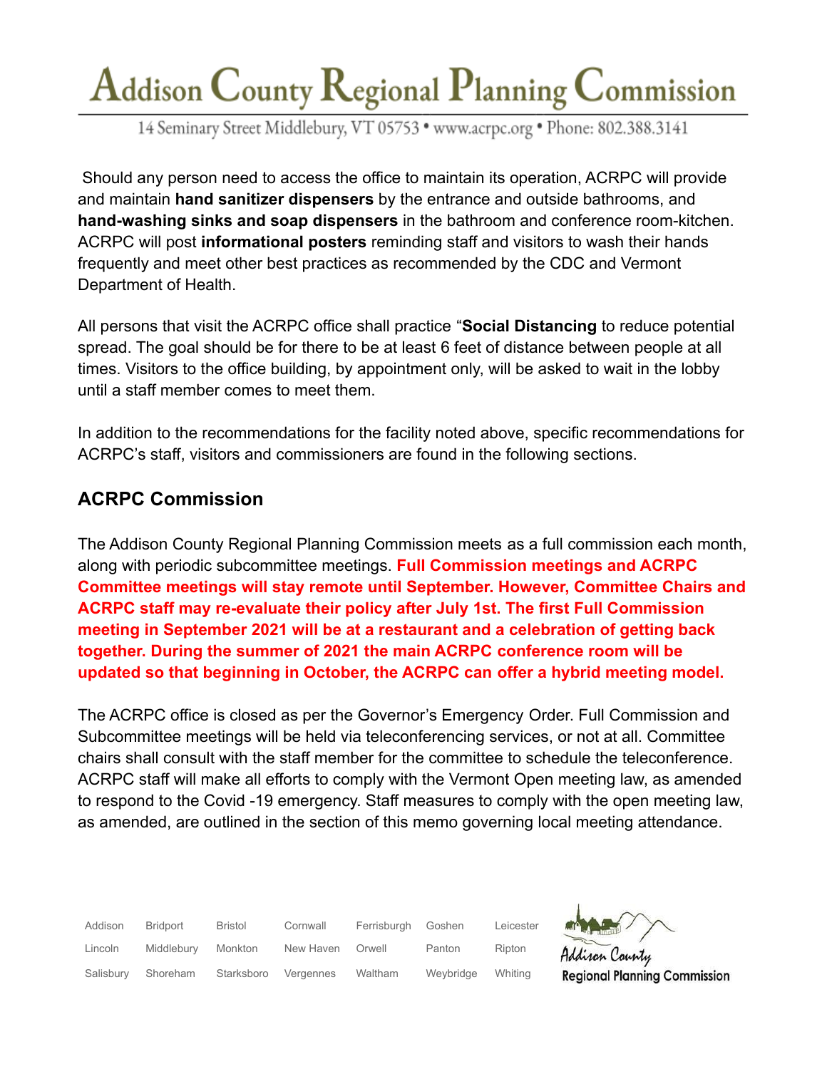Should any person need to access the office to maintain its operation, ACRPC will provide and maintain **hand sanitizer dispensers** by the entrance and outside bathrooms, and **hand-washing sinks and soap dispensers** in the bathroom and conference room-kitchen. ACRPC will post **informational posters** reminding staff and visitors to wash their hands frequently and meet other best practices as recommended by the CDC and Vermont Department of Health.

All persons that visit the ACRPC office shall practice "**Social Distancing** to reduce potential spread. The goal should be for there to be at least 6 feet of distance between people at all times. Visitors to the office building, by appointment only, will be asked to wait in the lobby until a staff member comes to meet them.

In addition to the recommendations for the facility noted above, specific recommendations for ACRPC's staff, visitors and commissioners are found in the following sections.

## ACRPC Commission

The Addison County Regional Planning Commission meets as a full commission each month, along with periodic subcommittee meetings. **Full Commission meetings and ACRPC Committee meetings will stay remote until September. However, Committee Chairs and ACRPC staff may re-evaluate their policy after July 1st. The first Full Commission meeting in September 2021 will be at a restaurant and a celebration of getting back together. During the summer of 2021 the main ACRPC conference room will be updated so that beginning in October, the ACRPC can offer a hybrid meeting model.**

The ACRPC office is closed as per the Governor's Emergency Order. Full Commission and Subcommittee meetings will be held via teleconferencing services, or not at all. Committee chairs shall consult with the staff member for the committee to schedule the teleconference. ACRPC staff will make all efforts to comply with the Vermont Open meeting law, as amended to respond to the Covid -19 emergency. Staff measures to comply with the open meeting law, as amended, are outlined in the section of this memo governing local meeting attendance.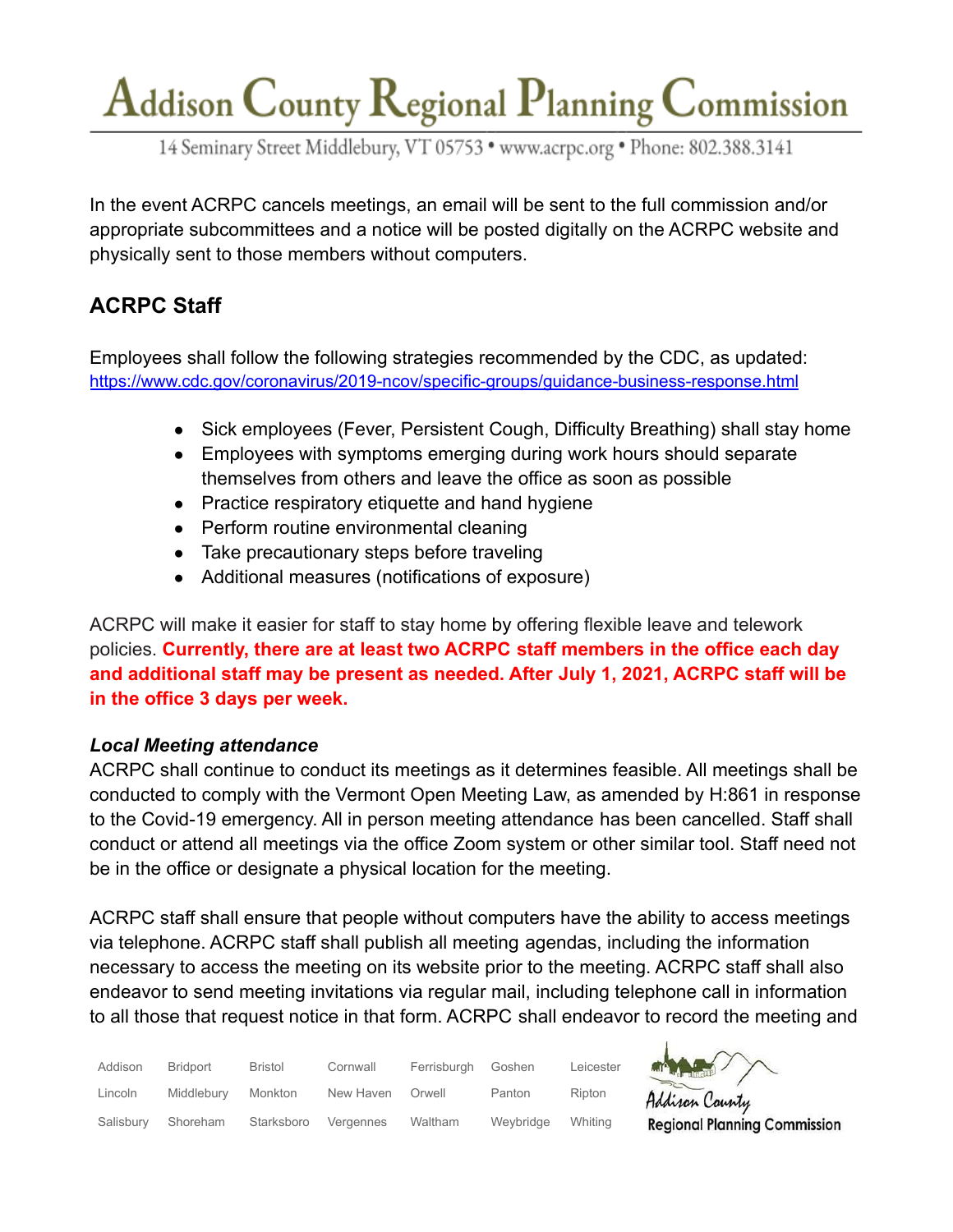In the event ACRPC cancels meetings, an email will be sent to the full commission and/or appropriate subcommittees and a notice will be posted digitally on the ACRPC website and physically sent to those members without computers.

## ACRPC Staff

Employees shall follow the following strategies recommended by the CDC, as updated: https://www.cdc.gov/coronavirus/2019-ncov/specific-groups/guidance-business-response.html

- Sick employees (Fever, Persistent Cough, Difficulty Breathing) shall stay home
- Employees with symptoms emerging during work hours should separate themselves from others and leave the office as soon as possible
- Practice respiratory etiquette and hand hygiene
- Perform routine environmental cleaning
- Take precautionary steps before traveling
- Additional measures (notifications of exposure)

ACRPC will make it easier for staff to stay home by offering flexible leave and telework policies. **Currently, there are at least two ACRPC staff members in the office each day and additional staff may be present as needed. After July 1, 2021, ACRPC staff will be in the office 3 days per week.**

### *Local Meeting attendance*

ACRPC shall continue to conduct its meetings as it determines feasible. All meetings shall be conducted to comply with the Vermont Open Meeting Law, as amended by H:861 in response to the Covid-19 emergency. All in person meeting attendance has been cancelled. Staff shall conduct or attend all meetings via the office Zoom system or other similar tool. Staff need not be in the office or designate a physical location for the meeting.

ACRPC staff shall ensure that people without computers have the ability to access meetings via telephone. ACRPC staff shall publish all meeting agendas, including the information necessary to access the meeting on its website prior to the meeting. ACRPC staff shall also endeavor to send meeting invitations via regular mail, including telephone call in information to all those that request notice in that form. ACRPC shall endeavor to record the meeting and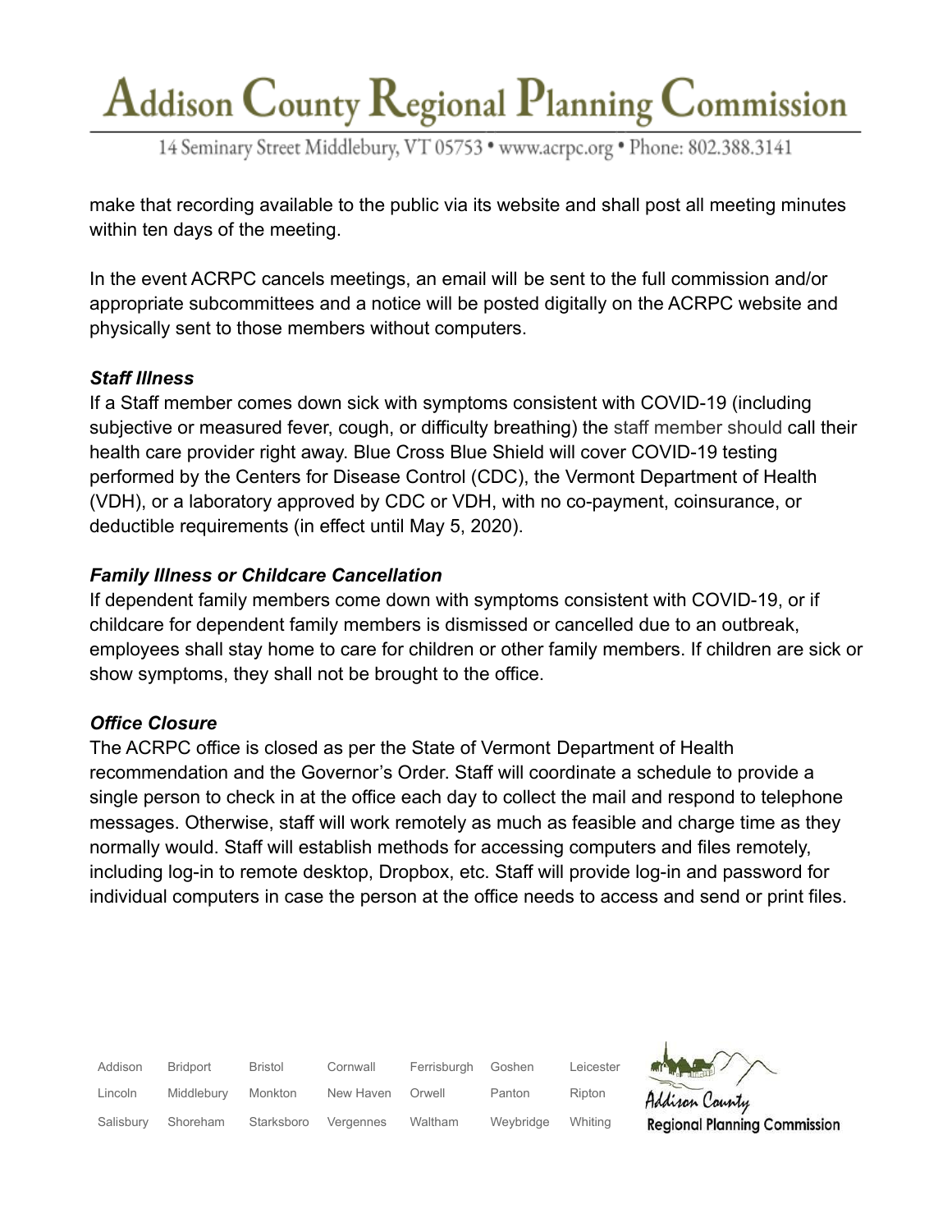make that recording available to the public via its website and shall post all meeting minutes within ten days of the meeting.

In the event ACRPC cancels meetings, an email will be sent to the full commission and/or appropriate subcommittees and a notice will be posted digitally on the ACRPC website and physically sent to those members without computers.

***Staff Illness***

If a Staff member comes down sick with symptoms consistent with COVID-19 (including subjective or measured fever, cough, or difficulty breathing) the staff member should call their health care provider right away. Blue Cross Blue Shield will cover COVID-19 testing performed by the Centers for Disease Control (CDC), the Vermont Department of Health (VDH), or a laboratory approved by CDC or VDH, with no co-payment, coinsurance, or deductible requirements (in effect until May 5, 2020).

***Family Illness or Childcare Cancellation***

If dependent family members come down with symptoms consistent with COVID-19, or if childcare for dependent family members is dismissed or cancelled due to an outbreak, employees shall stay home to care for children or other family members. If children are sick or show symptoms, they shall not be brought to the office.

***Office Closure***

The ACRPC office is closed as per the State of Vermont Department of Health recommendation and the Governor's Order. Staff will coordinate a schedule to provide a single person to check in at the office each day to collect the mail and respond to telephone messages. Otherwise, staff will work remotely as much as feasible and charge time as they normally would. Staff will establish methods for accessing computers and files remotely, including log-in to remote desktop, Dropbox, etc. Staff will provide log-in and password for individual computers in case the person at the office needs to access and send or print files.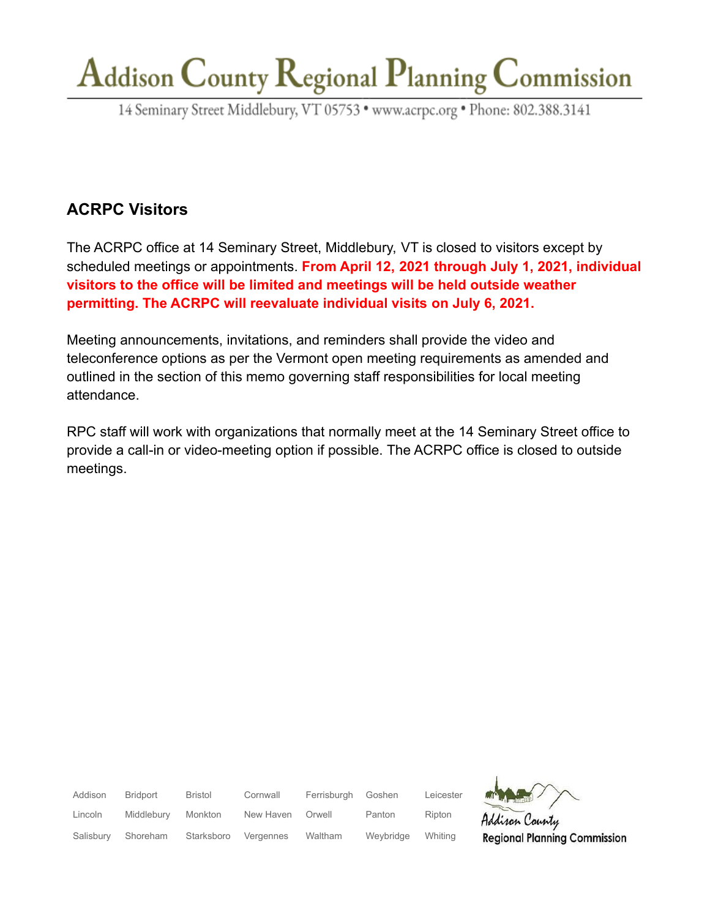## ACRPC Visitors

The ACRPC office at 14 Seminary Street, Middlebury, VT is closed to visitors except by scheduled meetings or appointments. **From April 12, 2021 through July 1, 2021, individual visitors to the office will be limited and meetings will be held outside weather permitting. The ACRPC will reevaluate individual visits on July 6, 2021.**

Meeting announcements, invitations, and reminders shall provide the video and teleconference options as per the Vermont open meeting requirements as amended and outlined in the section of this memo governing staff responsibilities for local meeting attendance.

RPC staff will work with organizations that normally meet at the 14 Seminary Street office to provide a call-in or video-meeting option if possible. The ACRPC office is closed to outside meetings.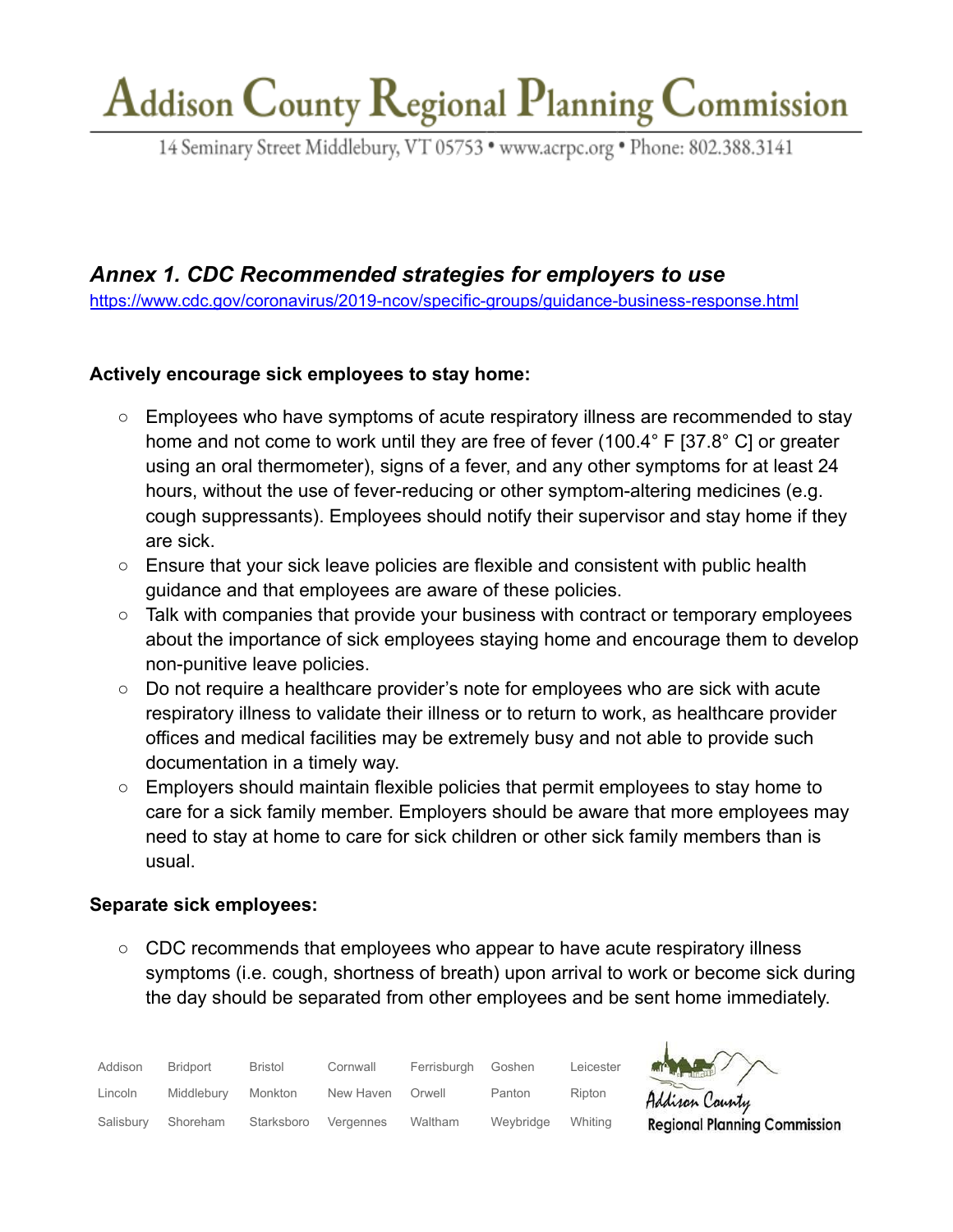## *Annex 1. CDC Recommended strategies for employers to use*

https://www.cdc.gov/coronavirus/2019-ncov/specific-groups/guidance-business-response.html

**Actively encourage sick employees to stay home:**

- Employees who have symptoms of acute respiratory illness are recommended to stay home and not come to work until they are free of fever (100.4° F [37.8° C] or greater using an oral thermometer), signs of a fever, and any other symptoms for at least 24 hours, without the use of fever-reducing or other symptom-altering medicines (e.g. cough suppressants). Employees should notify their supervisor and stay home if they are sick.
- Ensure that your sick leave policies are flexible and consistent with public health guidance and that employees are aware of these policies.
- Talk with companies that provide your business with contract or temporary employees about the importance of sick employees staying home and encourage them to develop non-punitive leave policies.
- Do not require a healthcare provider's note for employees who are sick with acute respiratory illness to validate their illness or to return to work, as healthcare provider offices and medical facilities may be extremely busy and not able to provide such documentation in a timely way.
- Employers should maintain flexible policies that permit employees to stay home to care for a sick family member. Employers should be aware that more employees may need to stay at home to care for sick children or other sick family members than is usual.

**Separate sick employees:**

- CDC recommends that employees who appear to have acute respiratory illness symptoms (i.e. cough, shortness of breath) upon arrival to work or become sick during the day should be separated from other employees and be sent home immediately.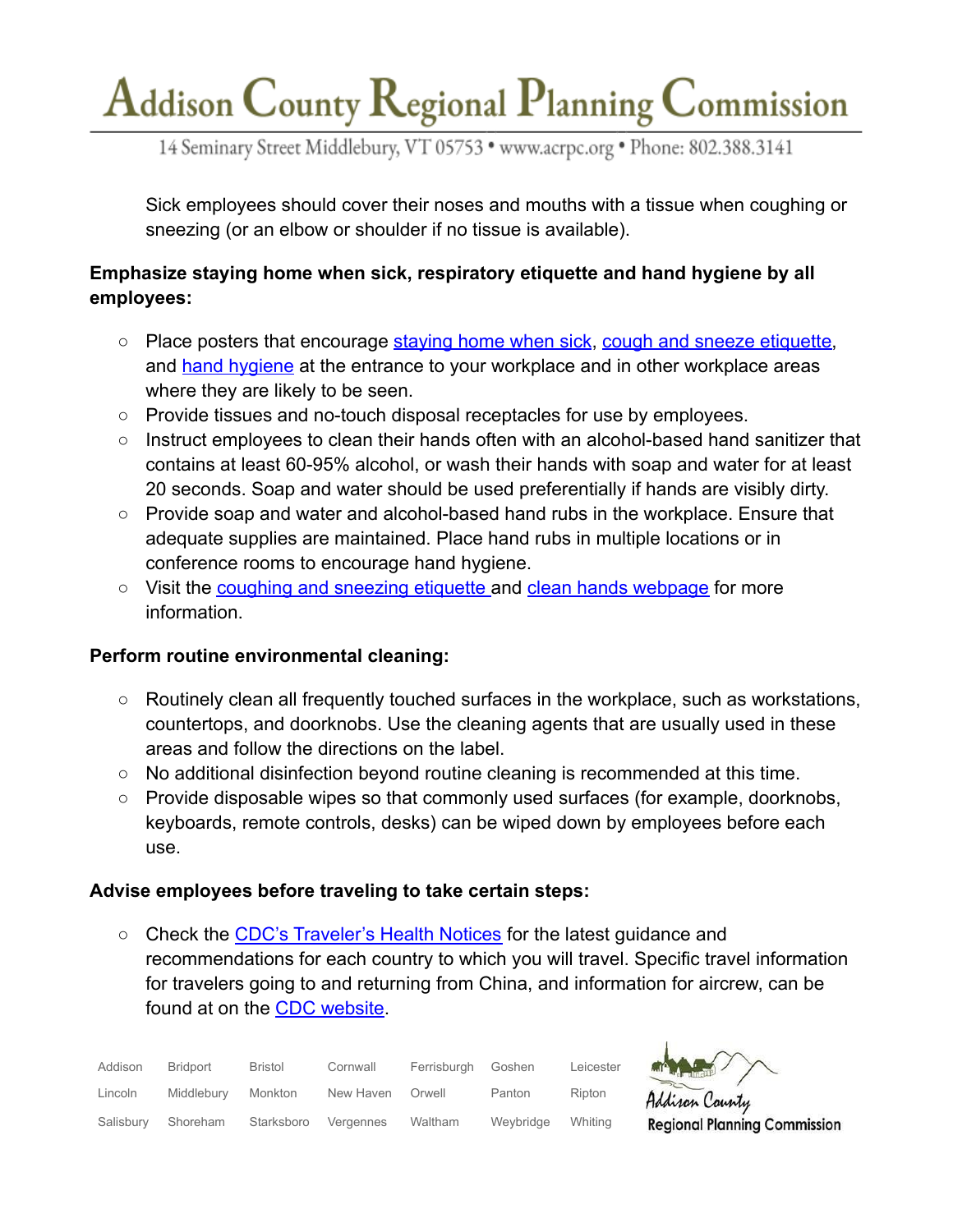Sick employees should cover their noses and mouths with a tissue when coughing or sneezing (or an elbow or shoulder if no tissue is available).

**Emphasize staying home when sick, respiratory etiquette and hand hygiene by all employees:**

- Place posters that encourage staying home when sick, cough and sneeze etiquette, and hand hygiene at the entrance to your workplace and in other workplace areas where they are likely to be seen.
- Provide tissues and no-touch disposal receptacles for use by employees.
- Instruct employees to clean their hands often with an alcohol-based hand sanitizer that contains at least 60-95% alcohol, or wash their hands with soap and water for at least 20 seconds. Soap and water should be used preferentially if hands are visibly dirty.
- Provide soap and water and alcohol-based hand rubs in the workplace. Ensure that adequate supplies are maintained. Place hand rubs in multiple locations or in conference rooms to encourage hand hygiene.
- Visit the coughing and sneezing etiquette and clean hands webpage for more information.

**Perform routine environmental cleaning:**

- Routinely clean all frequently touched surfaces in the workplace, such as workstations, countertops, and doorknobs. Use the cleaning agents that are usually used in these areas and follow the directions on the label.
- No additional disinfection beyond routine cleaning is recommended at this time.
- Provide disposable wipes so that commonly used surfaces (for example, doorknobs, keyboards, remote controls, desks) can be wiped down by employees before each use.

**Advise employees before traveling to take certain steps:**

- Check the CDC's Traveler's Health Notices for the latest guidance and recommendations for each country to which you will travel. Specific travel information for travelers going to and returning from China, and information for aircrew, can be found at on the CDC website.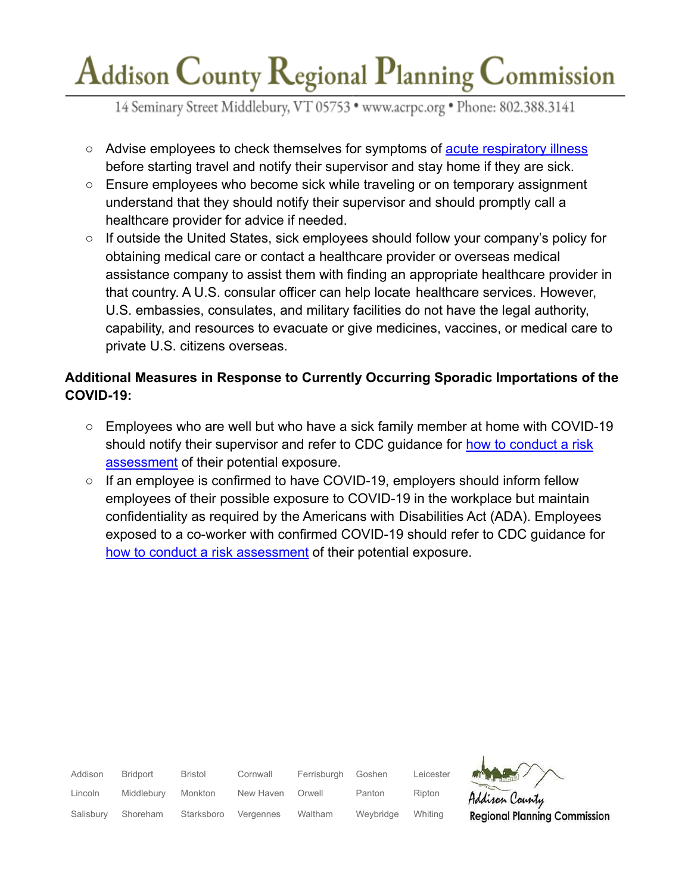- Advise employees to check themselves for symptoms of [acute respiratory illness](#) before starting travel and notify their supervisor and stay home if they are sick.
- Ensure employees who become sick while traveling or on temporary assignment understand that they should notify their supervisor and should promptly call a healthcare provider for advice if needed.
- If outside the United States, sick employees should follow your company's policy for obtaining medical care or contact a healthcare provider or overseas medical assistance company to assist them with finding an appropriate healthcare provider in that country. A U.S. consular officer can help locate healthcare services. However, U.S. embassies, consulates, and military facilities do not have the legal authority, capability, and resources to evacuate or give medicines, vaccines, or medical care to private U.S. citizens overseas.

**Additional Measures in Response to Currently Occurring Sporadic Importations of the COVID-19:**

- Employees who are well but who have a sick family member at home with COVID-19 should notify their supervisor and refer to CDC guidance for [how to conduct a risk assessment](#) of their potential exposure.
- If an employee is confirmed to have COVID-19, employers should inform fellow employees of their possible exposure to COVID-19 in the workplace but maintain confidentiality as required by the Americans with Disabilities Act (ADA). Employees exposed to a co-worker with confirmed COVID-19 should refer to CDC guidance for [how to conduct a risk assessment](#) of their potential exposure.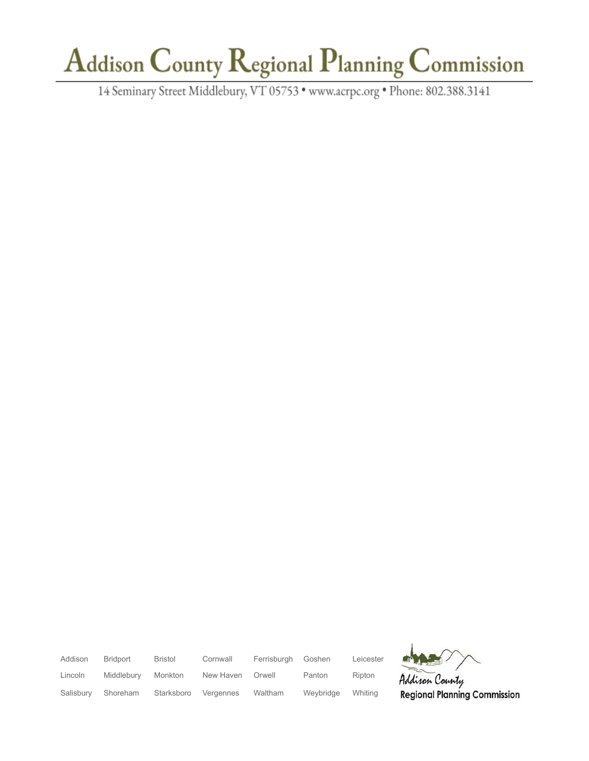# Addison County Regional Planning Commission

14 Seminary Street Middlebury, VT 05753 • www.acrpc.org • Phone: 802.388.3141

| | | | | | | |
|---|---|---|---|---|---|---|
| Addison | Bridport | Bristol | Cornwall | Ferrisburgh | Goshen | Leicester |
| Lincoln | Middlebury | Monkton | New Haven | Orwell | Panton | Ripton |
| Salisbury | Shoreham | Starksboro | Vergennes | Waltham | Weybridge | Whiting |

Addison County Regional Planning Commission